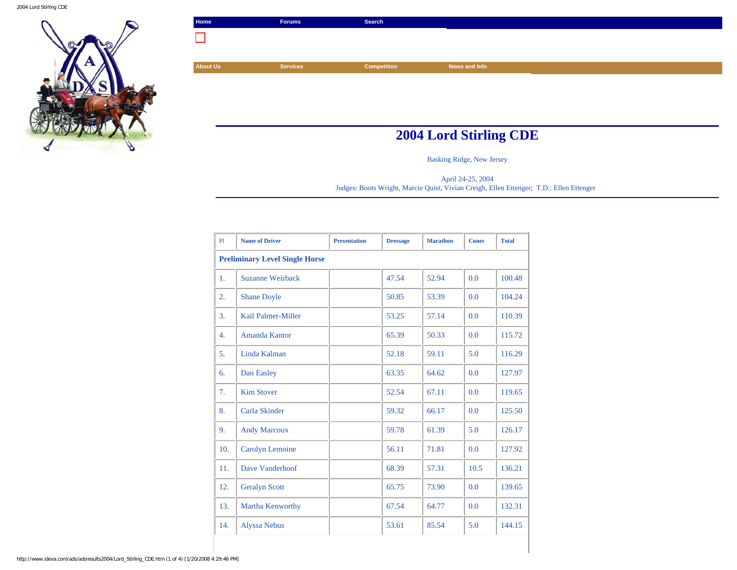Home | Forums | Search

About Us | Services | Competition | News and Info

# 2004 Lord Stirling CDE

Basking Ridge, New Jersey

April 24-25, 2004
Judges: Boots Wright, Marcie Quist, Vivian Creigh, Ellen Ettenger; T.D.: Ellen Ettenger

| Pl | Name of Driver | Presentation | Dressage | Marathon | Cones | Total |
|---|---|---|---|---|---|---|
| **Preliminary Level Single Horse** | | | | | | |
| 1. | Suzanne Weirback | | 47.54 | 52.94 | 0.0 | 100.48 |
| 2. | Shane Doyle | | 50.85 | 53.39 | 0.0 | 104.24 |
| 3. | Kail Palmer-Miller | | 53.25 | 57.14 | 0.0 | 110.39 |
| 4. | Amanda Kantor | | 65.39 | 50.33 | 0.0 | 115.72 |
| 5. | Linda Kalman | | 52.18 | 59.11 | 5.0 | 116.29 |
| 6. | Dan Easley | | 63.35 | 64.62 | 0.0 | 127.97 |
| 7. | Kim Stover | | 52.54 | 67.11 | 0.0 | 119.65 |
| 8. | Carla Skinder | | 59.32 | 66.17 | 0.0 | 125.50 |
| 9. | Andy Marcoux | | 59.78 | 61.39 | 5.0 | 126.17 |
| 10. | Carolyn Lemoine | | 56.11 | 71.81 | 0.0 | 127.92 |
| 11. | Dave Vanderhoof | | 68.39 | 57.31 | 10.5 | 136.21 |
| 12. | Geralyn Scott | | 65.75 | 73.90 | 0.0 | 139.65 |
| 13. | Martha Kenworthy | | 67.54 | 64.77 | 0.0 | 132.31 |
| 14. | Alyssa Nebus | | 53.61 | 85.54 | 5.0 | 144.15 |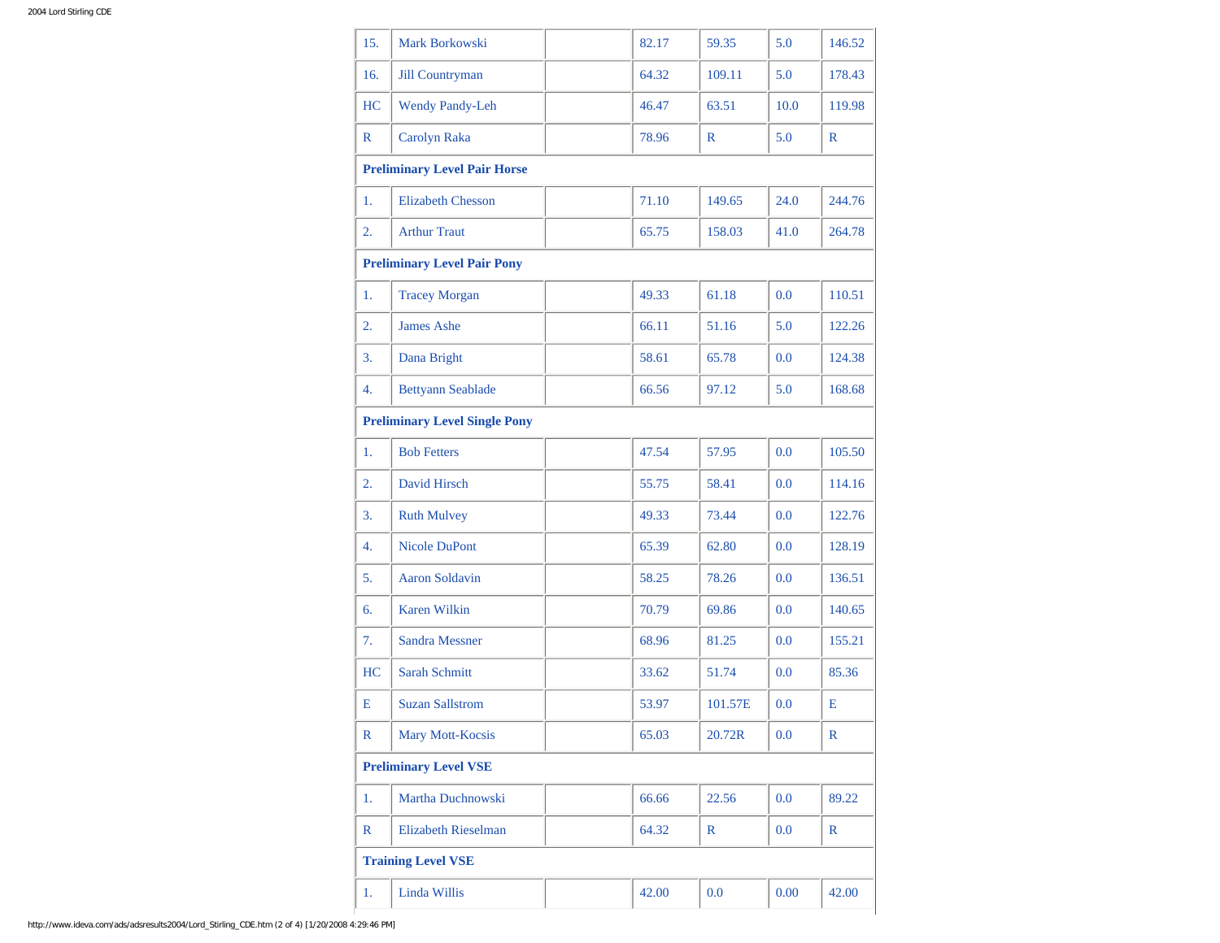| | | | | | | |
|---|---|---|---|---|---|---|
| 15. | Mark Borkowski | | 82.17 | 59.35 | 5.0 | 146.52 |
| 16. | Jill Countryman | | 64.32 | 109.11 | 5.0 | 178.43 |
| HC | Wendy Pandy-Leh | | 46.47 | 63.51 | 10.0 | 119.98 |
| R | Carolyn Raka | | 78.96 | R | 5.0 | R |
| **Preliminary Level Pair Horse** | | | | | | |
| 1. | Elizabeth Chesson | | 71.10 | 149.65 | 24.0 | 244.76 |
| 2. | Arthur Traut | | 65.75 | 158.03 | 41.0 | 264.78 |
| **Preliminary Level Pair Pony** | | | | | | |
| 1. | Tracey Morgan | | 49.33 | 61.18 | 0.0 | 110.51 |
| 2. | James Ashe | | 66.11 | 51.16 | 5.0 | 122.26 |
| 3. | Dana Bright | | 58.61 | 65.78 | 0.0 | 124.38 |
| 4. | Bettyann Seablade | | 66.56 | 97.12 | 5.0 | 168.68 |
| **Preliminary Level Single Pony** | | | | | | |
| 1. | Bob Fetters | | 47.54 | 57.95 | 0.0 | 105.50 |
| 2. | David Hirsch | | 55.75 | 58.41 | 0.0 | 114.16 |
| 3. | Ruth Mulvey | | 49.33 | 73.44 | 0.0 | 122.76 |
| 4. | Nicole DuPont | | 65.39 | 62.80 | 0.0 | 128.19 |
| 5. | Aaron Soldavin | | 58.25 | 78.26 | 0.0 | 136.51 |
| 6. | Karen Wilkin | | 70.79 | 69.86 | 0.0 | 140.65 |
| 7. | Sandra Messner | | 68.96 | 81.25 | 0.0 | 155.21 |
| HC | Sarah Schmitt | | 33.62 | 51.74 | 0.0 | 85.36 |
| E | Suzan Sallstrom | | 53.97 | 101.57E | 0.0 | E |
| R | Mary Mott-Kocsis | | 65.03 | 20.72R | 0.0 | R |
| **Preliminary Level VSE** | | | | | | |
| 1. | Martha Duchnowski | | 66.66 | 22.56 | 0.0 | 89.22 |
| R | Elizabeth Rieselman | | 64.32 | R | 0.0 | R |
| **Training Level VSE** | | | | | | |
| 1. | Linda Willis | | 42.00 | 0.0 | 0.00 | 42.00 |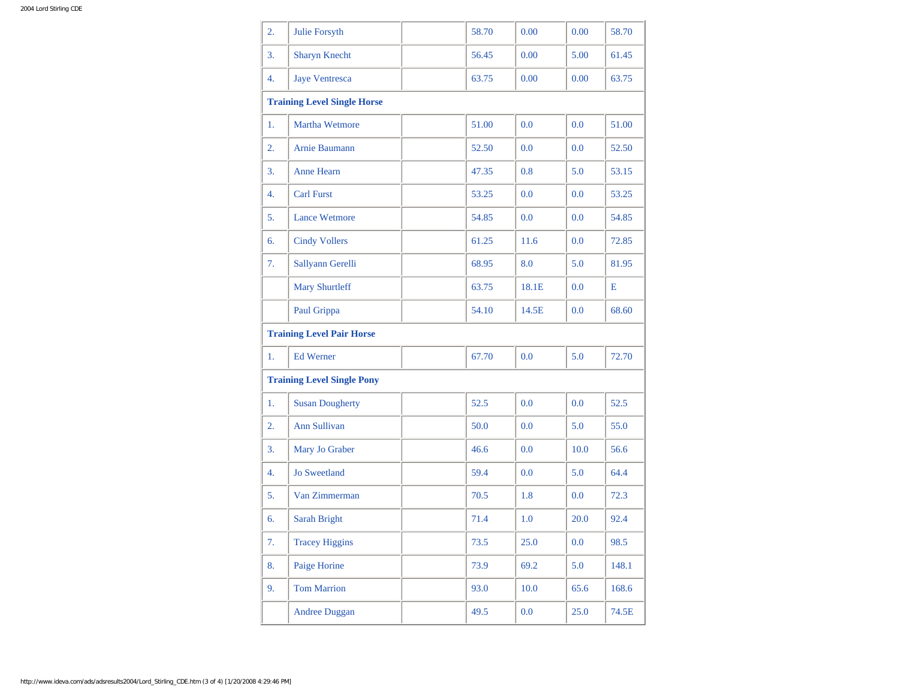| | | | | | | |
|---|---|---|---|---|---|---|
| 2. | Julie Forsyth | | 58.70 | 0.00 | 0.00 | 58.70 |
| 3. | Sharyn Knecht | | 56.45 | 0.00 | 5.00 | 61.45 |
| 4. | Jaye Ventresca | | 63.75 | 0.00 | 0.00 | 63.75 |
| **Training Level Single Horse** | | | | | | |
| 1. | Martha Wetmore | | 51.00 | 0.0 | 0.0 | 51.00 |
| 2. | Arnie Baumann | | 52.50 | 0.0 | 0.0 | 52.50 |
| 3. | Anne Hearn | | 47.35 | 0.8 | 5.0 | 53.15 |
| 4. | Carl Furst | | 53.25 | 0.0 | 0.0 | 53.25 |
| 5. | Lance Wetmore | | 54.85 | 0.0 | 0.0 | 54.85 |
| 6. | Cindy Vollers | | 61.25 | 11.6 | 0.0 | 72.85 |
| 7. | Sallyann Gerelli | | 68.95 | 8.0 | 5.0 | 81.95 |
| | Mary Shurtleff | | 63.75 | 18.1E | 0.0 | E |
| | Paul Grippa | | 54.10 | 14.5E | 0.0 | 68.60 |
| **Training Level Pair Horse** | | | | | | |
| 1. | Ed Werner | | 67.70 | 0.0 | 5.0 | 72.70 |
| **Training Level Single Pony** | | | | | | |
| 1. | Susan Dougherty | | 52.5 | 0.0 | 0.0 | 52.5 |
| 2. | Ann Sullivan | | 50.0 | 0.0 | 5.0 | 55.0 |
| 3. | Mary Jo Graber | | 46.6 | 0.0 | 10.0 | 56.6 |
| 4. | Jo Sweetland | | 59.4 | 0.0 | 5.0 | 64.4 |
| 5. | Van Zimmerman | | 70.5 | 1.8 | 0.0 | 72.3 |
| 6. | Sarah Bright | | 71.4 | 1.0 | 20.0 | 92.4 |
| 7. | Tracey Higgins | | 73.5 | 25.0 | 0.0 | 98.5 |
| 8. | Paige Horine | | 73.9 | 69.2 | 5.0 | 148.1 |
| 9. | Tom Marrion | | 93.0 | 10.0 | 65.6 | 168.6 |
| | Andree Duggan | | 49.5 | 0.0 | 25.0 | 74.5E |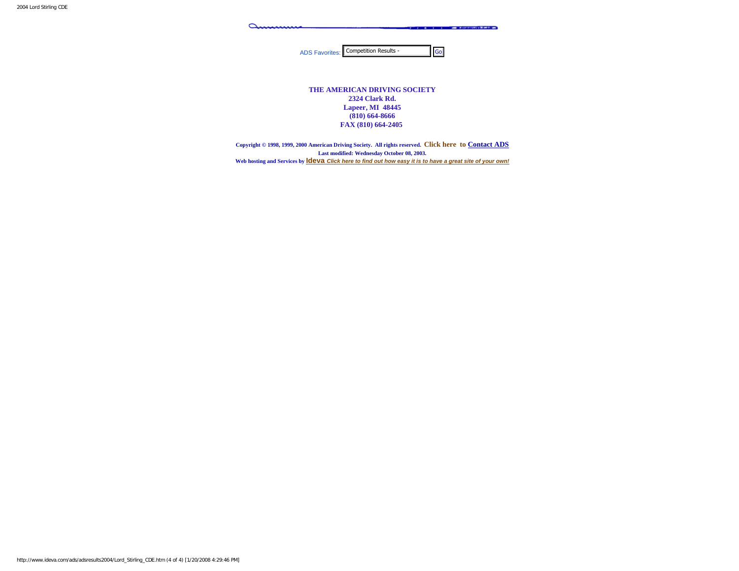ADS Favorites: Competition Results - Go

**THE AMERICAN DRIVING SOCIETY**
**2324 Clark Rd.**
**Lapeer, MI 48445**
**(810) 664-8666**
**FAX (810) 664-2405**

**Copyright © 1998, 1999, 2000 American Driving Society. All rights reserved. Click here to Contact ADS**
**Last modified: Wednesday October 08, 2003.**
**Web hosting and Services by Ideva *Click here to find out how easy it is to have a great site of your own!***